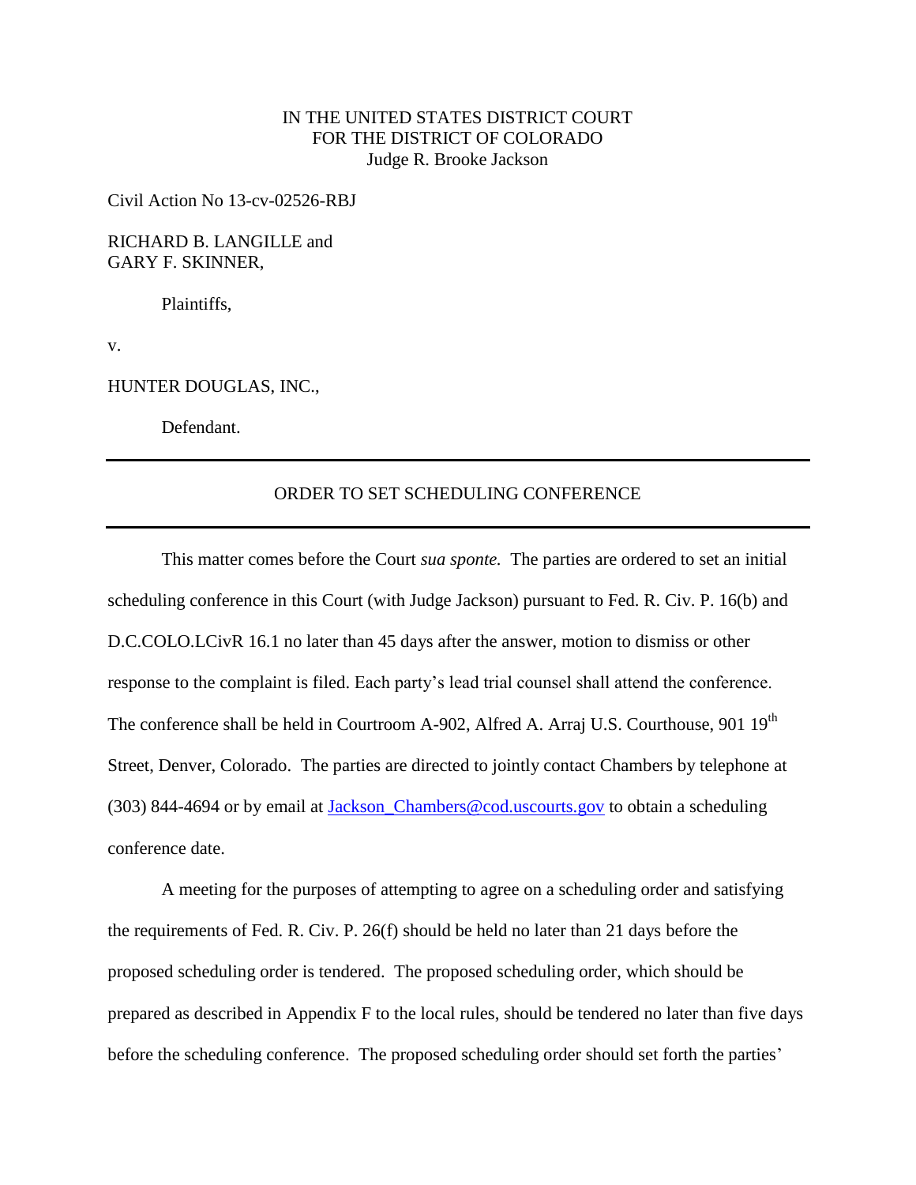IN THE UNITED STATES DISTRICT COURT
FOR THE DISTRICT OF COLORADO
Judge R. Brooke Jackson

Civil Action No 13-cv-02526-RBJ

RICHARD B. LANGILLE and
GARY F. SKINNER,

Plaintiffs,

v.

HUNTER DOUGLAS, INC.,

Defendant.

---

ORDER TO SET SCHEDULING CONFERENCE

---

This matter comes before the Court *sua sponte.* The parties are ordered to set an initial scheduling conference in this Court (with Judge Jackson) pursuant to Fed. R. Civ. P. 16(b) and D.C.COLO.LCivR 16.1 no later than 45 days after the answer, motion to dismiss or other response to the complaint is filed. Each party's lead trial counsel shall attend the conference. The conference shall be held in Courtroom A-902, Alfred A. Arraj U.S. Courthouse, 901 19th Street, Denver, Colorado. The parties are directed to jointly contact Chambers by telephone at (303) 844-4694 or by email at Jackson_Chambers@cod.uscourts.gov to obtain a scheduling conference date.

A meeting for the purposes of attempting to agree on a scheduling order and satisfying the requirements of Fed. R. Civ. P. 26(f) should be held no later than 21 days before the proposed scheduling order is tendered. The proposed scheduling order, which should be prepared as described in Appendix F to the local rules, should be tendered no later than five days before the scheduling conference. The proposed scheduling order should set forth the parties'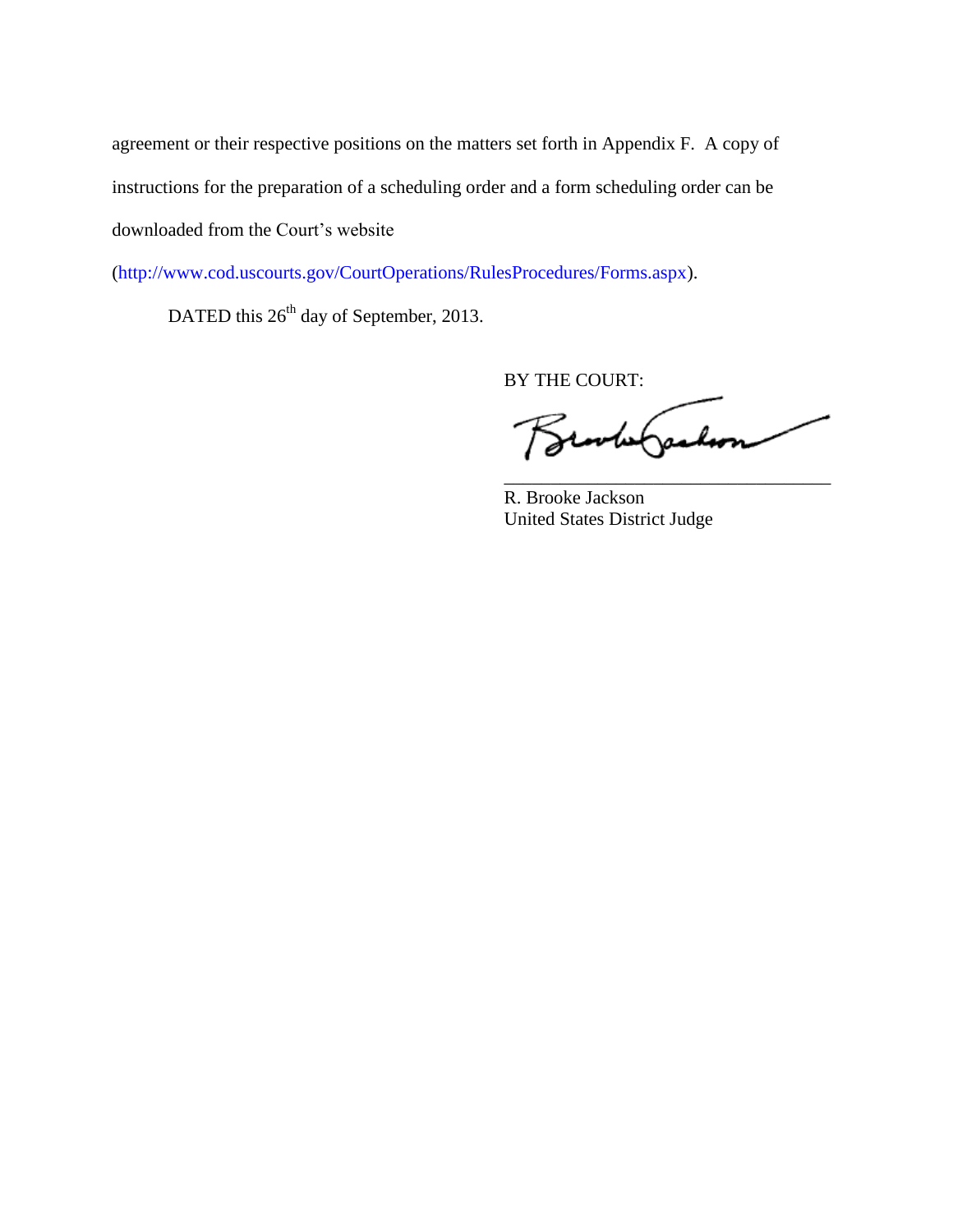agreement or their respective positions on the matters set forth in Appendix F. A copy of instructions for the preparation of a scheduling order and a form scheduling order can be downloaded from the Court's website (http://www.cod.uscourts.gov/CourtOperations/RulesProcedures/Forms.aspx).

DATED this 26th day of September, 2013.

BY THE COURT:

\_\_\_\_\_\_\_\_\_\_\_\_\_\_\_\_\_\_\_\_\_\_\_\_\_\_\_\_\_\_\_\_\_\_\_

R. Brooke Jackson
United States District Judge